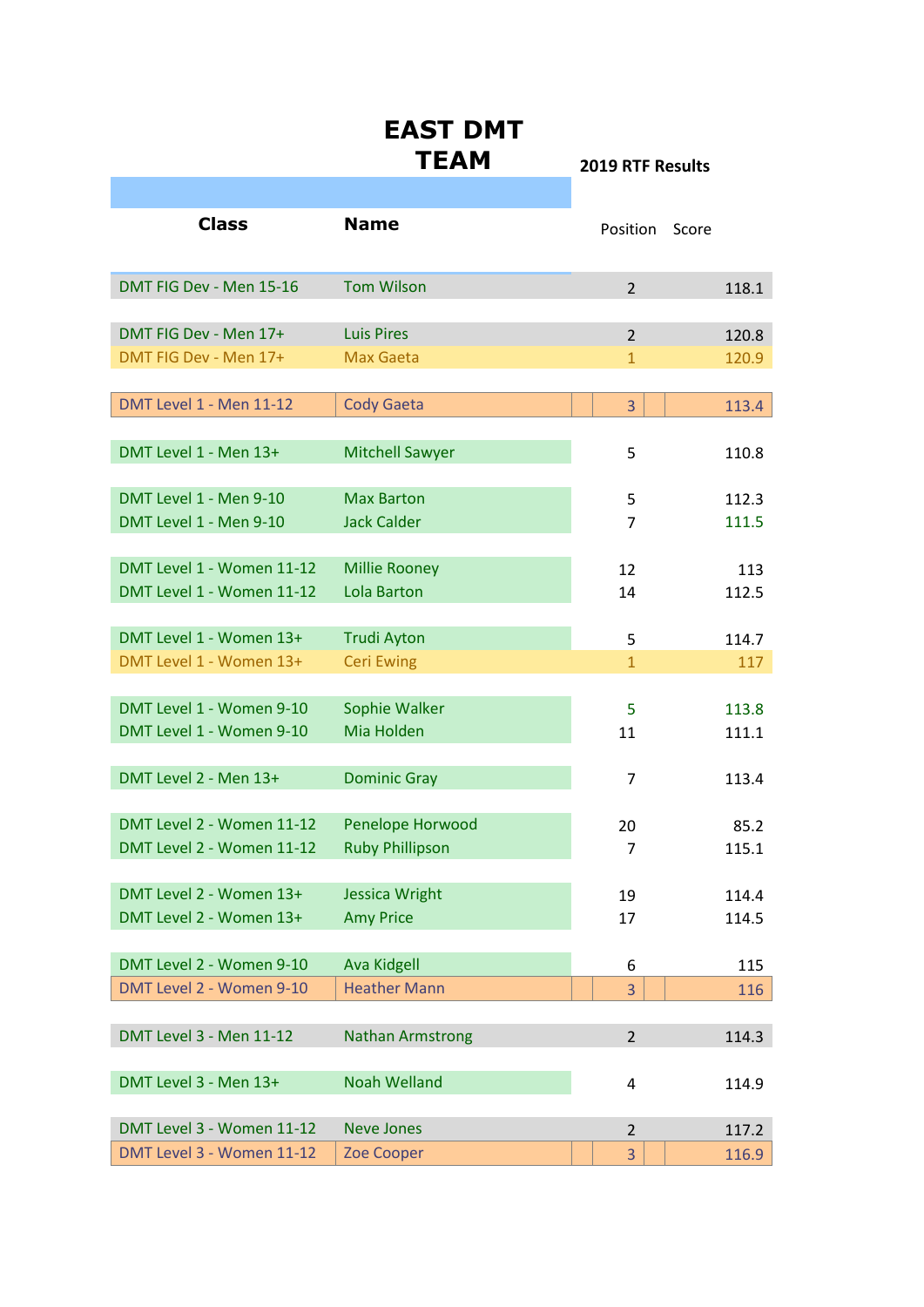# EAST DMT TEAM

**2019 RTF Results**

| Class | Name | Position | Score |
|---|---|---|---|
| DMT FIG Dev - Men 15-16 | Tom Wilson | 2 | 118.1 |
| DMT FIG Dev - Men 17+ | Luis Pires | 2 | 120.8 |
| DMT FIG Dev - Men 17+ | Max Gaeta | 1 | 120.9 |
| DMT Level 1 - Men 11-12 | Cody Gaeta | 3 | 113.4 |
| DMT Level 1 - Men 13+ | Mitchell Sawyer | 5 | 110.8 |
| DMT Level 1 - Men 9-10 | Max Barton | 5 | 112.3 |
| DMT Level 1 - Men 9-10 | Jack Calder | 7 | 111.5 |
| DMT Level 1 - Women 11-12 | Millie Rooney | 12 | 113 |
| DMT Level 1 - Women 11-12 | Lola Barton | 14 | 112.5 |
| DMT Level 1 - Women 13+ | Trudi Ayton | 5 | 114.7 |
| DMT Level 1 - Women 13+ | Ceri Ewing | 1 | 117 |
| DMT Level 1 - Women 9-10 | Sophie Walker | 5 | 113.8 |
| DMT Level 1 - Women 9-10 | Mia Holden | 11 | 111.1 |
| DMT Level 2 - Men 13+ | Dominic Gray | 7 | 113.4 |
| DMT Level 2 - Women 11-12 | Penelope Horwood | 20 | 85.2 |
| DMT Level 2 - Women 11-12 | Ruby Phillipson | 7 | 115.1 |
| DMT Level 2 - Women 13+ | Jessica Wright | 19 | 114.4 |
| DMT Level 2 - Women 13+ | Amy Price | 17 | 114.5 |
| DMT Level 2 - Women 9-10 | Ava Kidgell | 6 | 115 |
| DMT Level 2 - Women 9-10 | Heather Mann | 3 | 116 |
| DMT Level 3 - Men 11-12 | Nathan Armstrong | 2 | 114.3 |
| DMT Level 3 - Men 13+ | Noah Welland | 4 | 114.9 |
| DMT Level 3 - Women 11-12 | Neve Jones | 2 | 117.2 |
| DMT Level 3 - Women 11-12 | Zoe Cooper | 3 | 116.9 |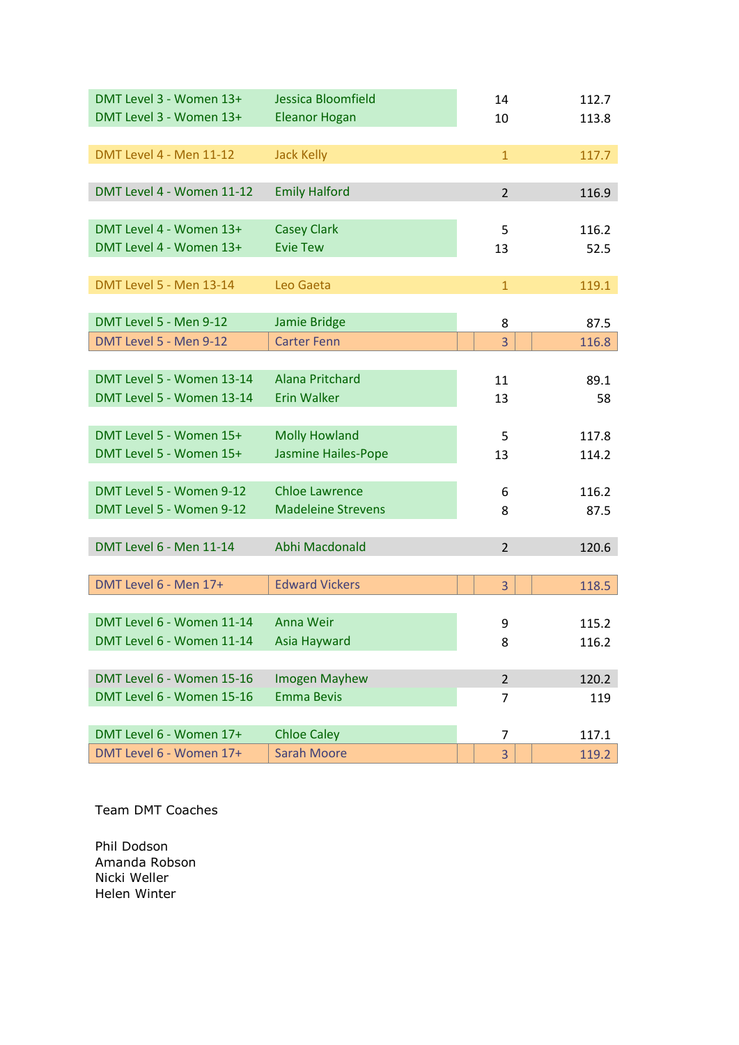| | | | |
|---|---|---|---|
| DMT Level 3 - Women 13+ | Jessica Bloomfield | 14 | 112.7 |
| DMT Level 3 - Women 13+ | Eleanor Hogan | 10 | 113.8 |
| | | | |
| DMT Level 4 - Men 11-12 | Jack Kelly | 1 | 117.7 |
| | | | |
| DMT Level 4 - Women 11-12 | Emily Halford | 2 | 116.9 |
| | | | |
| DMT Level 4 - Women 13+ | Casey Clark | 5 | 116.2 |
| DMT Level 4 - Women 13+ | Evie Tew | 13 | 52.5 |
| | | | |
| DMT Level 5 - Men 13-14 | Leo Gaeta | 1 | 119.1 |
| | | | |
| DMT Level 5 - Men 9-12 | Jamie Bridge | 8 | 87.5 |
| DMT Level 5 - Men 9-12 | Carter Fenn | 3 | 116.8 |
| | | | |
| DMT Level 5 - Women 13-14 | Alana Pritchard | 11 | 89.1 |
| DMT Level 5 - Women 13-14 | Erin Walker | 13 | 58 |
| | | | |
| DMT Level 5 - Women 15+ | Molly Howland | 5 | 117.8 |
| DMT Level 5 - Women 15+ | Jasmine Hailes-Pope | 13 | 114.2 |
| | | | |
| DMT Level 5 - Women 9-12 | Chloe Lawrence | 6 | 116.2 |
| DMT Level 5 - Women 9-12 | Madeleine Strevens | 8 | 87.5 |
| | | | |
| DMT Level 6 - Men 11-14 | Abhi Macdonald | 2 | 120.6 |
| | | | |
| DMT Level 6 - Men 17+ | Edward Vickers | 3 | 118.5 |
| | | | |
| DMT Level 6 - Women 11-14 | Anna Weir | 9 | 115.2 |
| DMT Level 6 - Women 11-14 | Asia Hayward | 8 | 116.2 |
| | | | |
| DMT Level 6 - Women 15-16 | Imogen Mayhew | 2 | 120.2 |
| DMT Level 6 - Women 15-16 | Emma Bevis | 7 | 119 |
| | | | |
| DMT Level 6 - Women 17+ | Chloe Caley | 7 | 117.1 |
| DMT Level 6 - Women 17+ | Sarah Moore | 3 | 119.2 |

Team DMT Coaches

Phil Dodson
Amanda Robson
Nicki Weller
Helen Winter